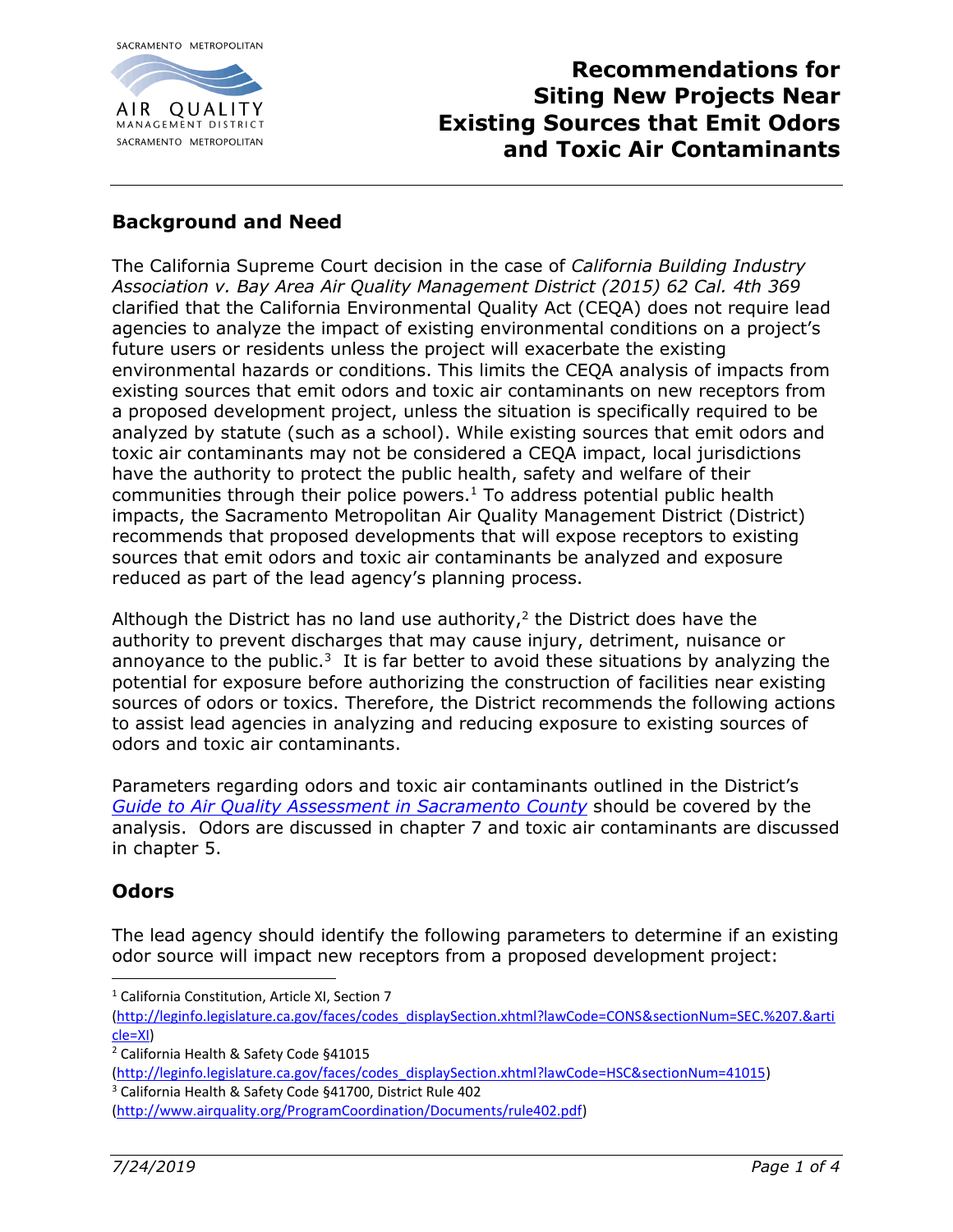# Recommendations for Siting New Projects Near Existing Sources that Emit Odors and Toxic Air Contaminants

## Background and Need

The California Supreme Court decision in the case of *California Building Industry Association v. Bay Area Air Quality Management District (2015) 62 Cal. 4th 369* clarified that the California Environmental Quality Act (CEQA) does not require lead agencies to analyze the impact of existing environmental conditions on a project's future users or residents unless the project will exacerbate the existing environmental hazards or conditions. This limits the CEQA analysis of impacts from existing sources that emit odors and toxic air contaminants on new receptors from a proposed development project, unless the situation is specifically required to be analyzed by statute (such as a school). While existing sources that emit odors and toxic air contaminants may not be considered a CEQA impact, local jurisdictions have the authority to protect the public health, safety and welfare of their communities through their police powers.[1] To address potential public health impacts, the Sacramento Metropolitan Air Quality Management District (District) recommends that proposed developments that will expose receptors to existing sources that emit odors and toxic air contaminants be analyzed and exposure reduced as part of the lead agency's planning process.

Although the District has no land use authority,[2] the District does have the authority to prevent discharges that may cause injury, detriment, nuisance or annoyance to the public.[3] It is far better to avoid these situations by analyzing the potential for exposure before authorizing the construction of facilities near existing sources of odors or toxics. Therefore, the District recommends the following actions to assist lead agencies in analyzing and reducing exposure to existing sources of odors and toxic air contaminants.

Parameters regarding odors and toxic air contaminants outlined in the District's *Guide to Air Quality Assessment in Sacramento County* should be covered by the analysis. Odors are discussed in chapter 7 and toxic air contaminants are discussed in chapter 5.

## Odors

The lead agency should identify the following parameters to determine if an existing odor source will impact new receptors from a proposed development project:

---

[1] California Constitution, Article XI, Section 7 (http://leginfo.legislature.ca.gov/faces/codes_displaySection.xhtml?lawCode=CONS&sectionNum=SEC.%207.&article=XI)

[2] California Health & Safety Code §41015 (http://leginfo.legislature.ca.gov/faces/codes_displaySection.xhtml?lawCode=HSC&sectionNum=41015)

[3] California Health & Safety Code §41700, District Rule 402 (http://www.airquality.org/ProgramCoordination/Documents/rule402.pdf)

*7/24/2019*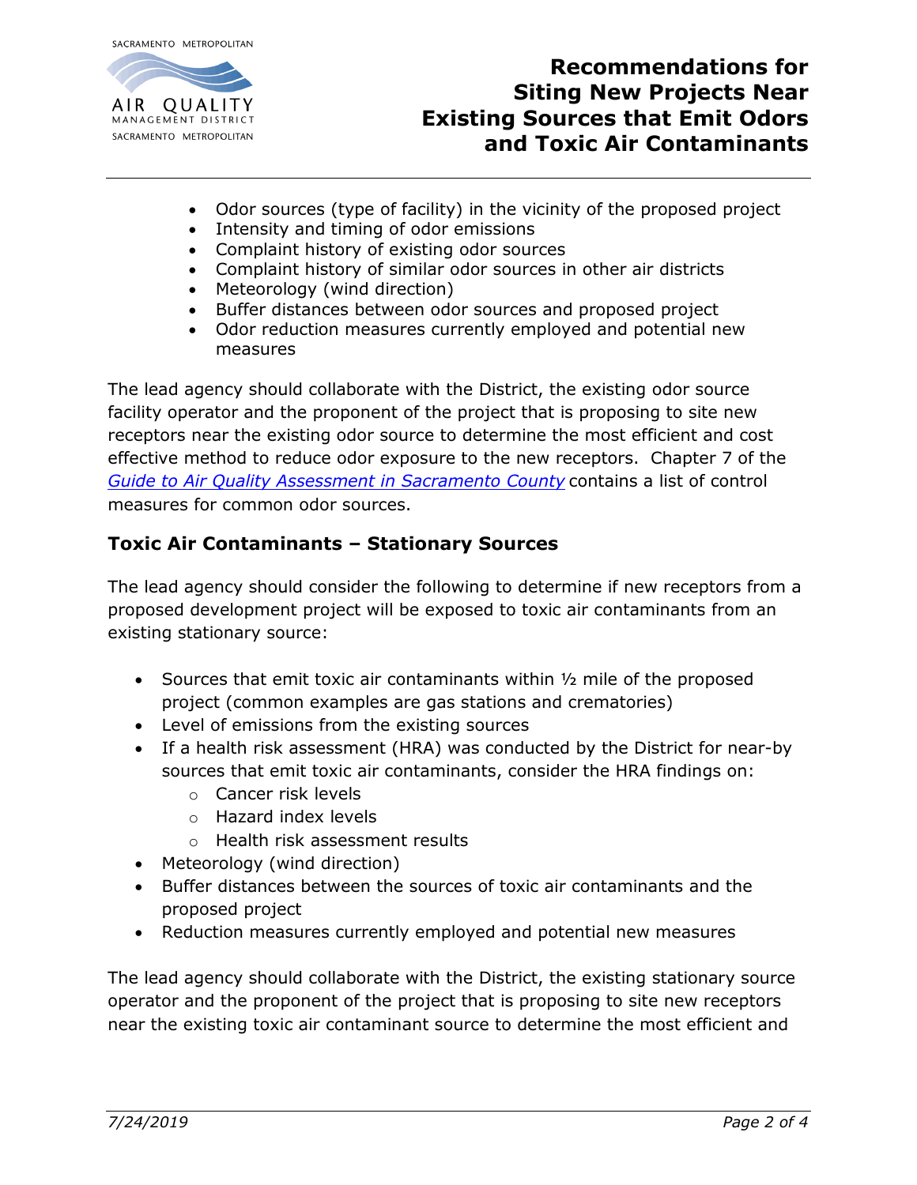- Odor sources (type of facility) in the vicinity of the proposed project
- Intensity and timing of odor emissions
- Complaint history of existing odor sources
- Complaint history of similar odor sources in other air districts
- Meteorology (wind direction)
- Buffer distances between odor sources and proposed project
- Odor reduction measures currently employed and potential new measures

The lead agency should collaborate with the District, the existing odor source facility operator and the proponent of the project that is proposing to site new receptors near the existing odor source to determine the most efficient and cost effective method to reduce odor exposure to the new receptors. Chapter 7 of the *Guide to Air Quality Assessment in Sacramento County* contains a list of control measures for common odor sources.

## Toxic Air Contaminants – Stationary Sources

The lead agency should consider the following to determine if new receptors from a proposed development project will be exposed to toxic air contaminants from an existing stationary source:

- Sources that emit toxic air contaminants within ½ mile of the proposed project (common examples are gas stations and crematories)
- Level of emissions from the existing sources
- If a health risk assessment (HRA) was conducted by the District for near-by sources that emit toxic air contaminants, consider the HRA findings on:
  - Cancer risk levels
  - Hazard index levels
  - Health risk assessment results
- Meteorology (wind direction)
- Buffer distances between the sources of toxic air contaminants and the proposed project
- Reduction measures currently employed and potential new measures

The lead agency should collaborate with the District, the existing stationary source operator and the proponent of the project that is proposing to site new receptors near the existing toxic air contaminant source to determine the most efficient and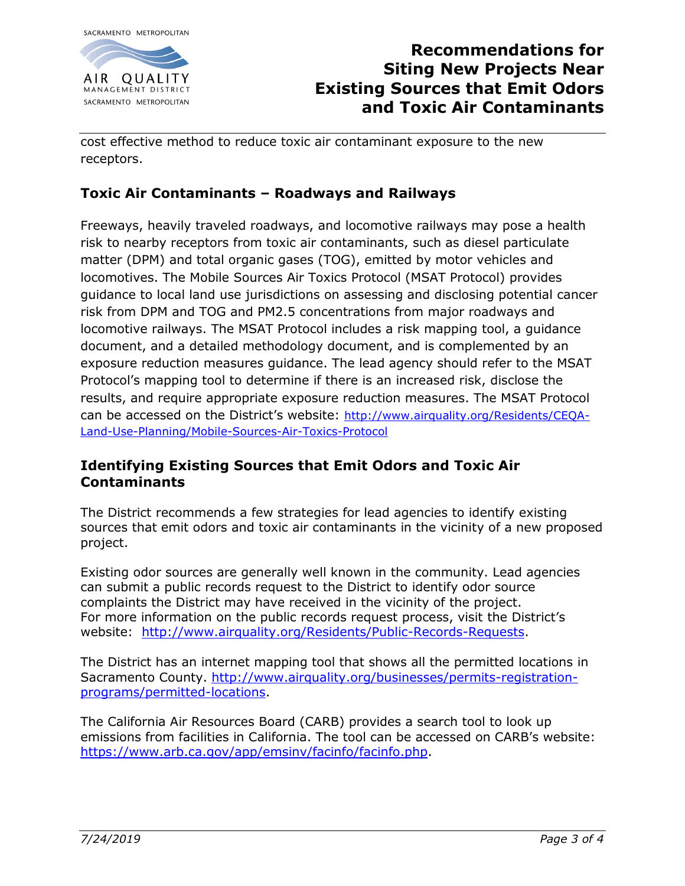cost effective method to reduce toxic air contaminant exposure to the new receptors.

## Toxic Air Contaminants – Roadways and Railways

Freeways, heavily traveled roadways, and locomotive railways may pose a health risk to nearby receptors from toxic air contaminants, such as diesel particulate matter (DPM) and total organic gases (TOG), emitted by motor vehicles and locomotives. The Mobile Sources Air Toxics Protocol (MSAT Protocol) provides guidance to local land use jurisdictions on assessing and disclosing potential cancer risk from DPM and TOG and PM2.5 concentrations from major roadways and locomotive railways. The MSAT Protocol includes a risk mapping tool, a guidance document, and a detailed methodology document, and is complemented by an exposure reduction measures guidance. The lead agency should refer to the MSAT Protocol's mapping tool to determine if there is an increased risk, disclose the results, and require appropriate exposure reduction measures. The MSAT Protocol can be accessed on the District's website: http://www.airquality.org/Residents/CEQA-Land-Use-Planning/Mobile-Sources-Air-Toxics-Protocol

## Identifying Existing Sources that Emit Odors and Toxic Air Contaminants

The District recommends a few strategies for lead agencies to identify existing sources that emit odors and toxic air contaminants in the vicinity of a new proposed project.

Existing odor sources are generally well known in the community. Lead agencies can submit a public records request to the District to identify odor source complaints the District may have received in the vicinity of the project. For more information on the public records request process, visit the District's website: http://www.airquality.org/Residents/Public-Records-Requests.

The District has an internet mapping tool that shows all the permitted locations in Sacramento County. http://www.airquality.org/businesses/permits-registration-programs/permitted-locations.

The California Air Resources Board (CARB) provides a search tool to look up emissions from facilities in California. The tool can be accessed on CARB's website: https://www.arb.ca.gov/app/emsinv/facinfo/facinfo.php.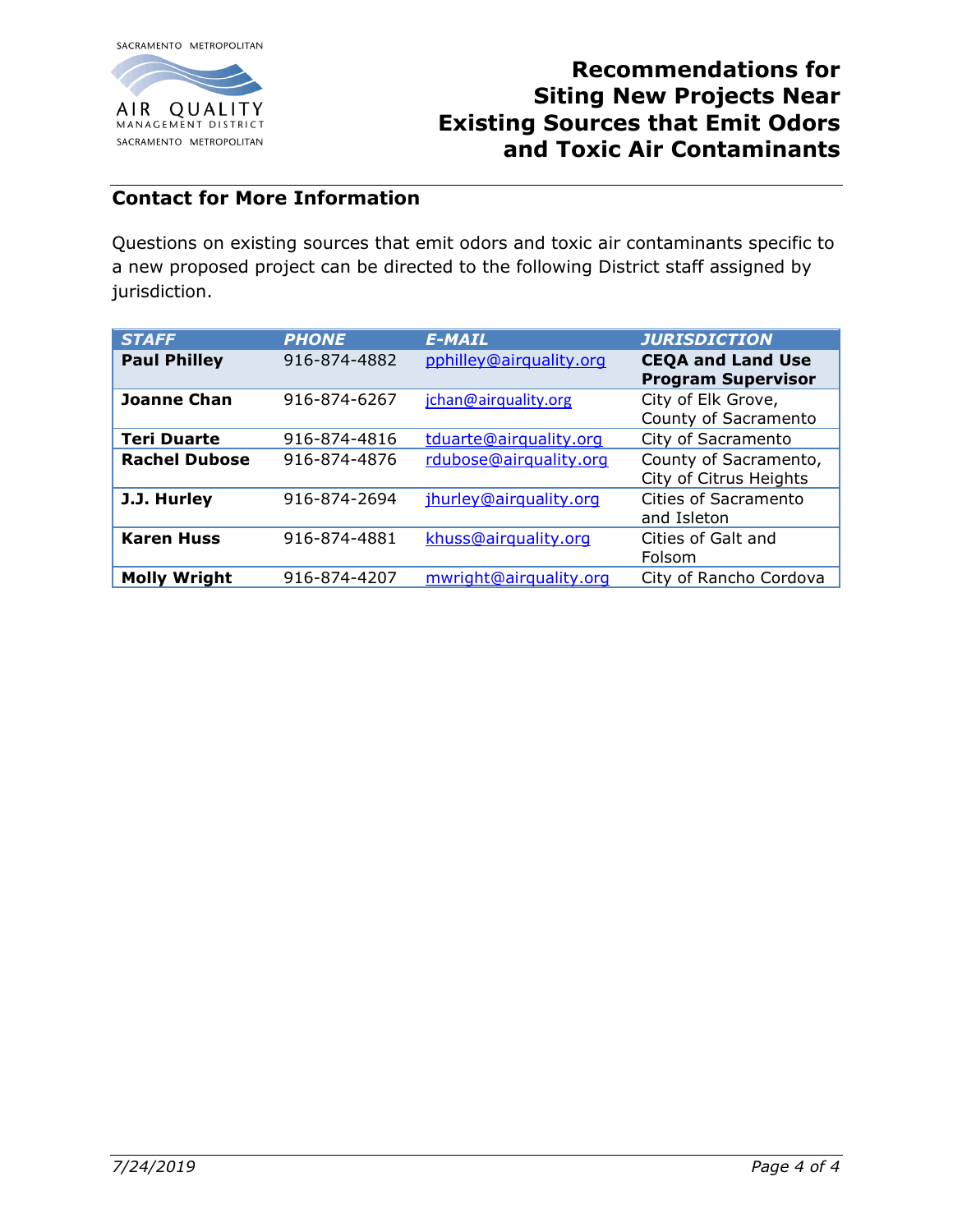## Contact for More Information

Questions on existing sources that emit odors and toxic air contaminants specific to a new proposed project can be directed to the following District staff assigned by jurisdiction.

| *STAFF* | *PHONE* | *E-MAIL* | *JURISDICTION* |
|---|---|---|---|
| **Paul Philley** | 916-874-4882 | pphilley@airquality.org | **CEQA and Land Use Program Supervisor** |
| **Joanne Chan** | 916-874-6267 | jchan@airquality.org | City of Elk Grove, County of Sacramento |
| **Teri Duarte** | 916-874-4816 | tduarte@airquality.org | City of Sacramento |
| **Rachel Dubose** | 916-874-4876 | rdubose@airquality.org | County of Sacramento, City of Citrus Heights |
| **J.J. Hurley** | 916-874-2694 | jhurley@airquality.org | Cities of Sacramento and Isleton |
| **Karen Huss** | 916-874-4881 | khuss@airquality.org | Cities of Galt and Folsom |
| **Molly Wright** | 916-874-4207 | mwright@airquality.org | City of Rancho Cordova |